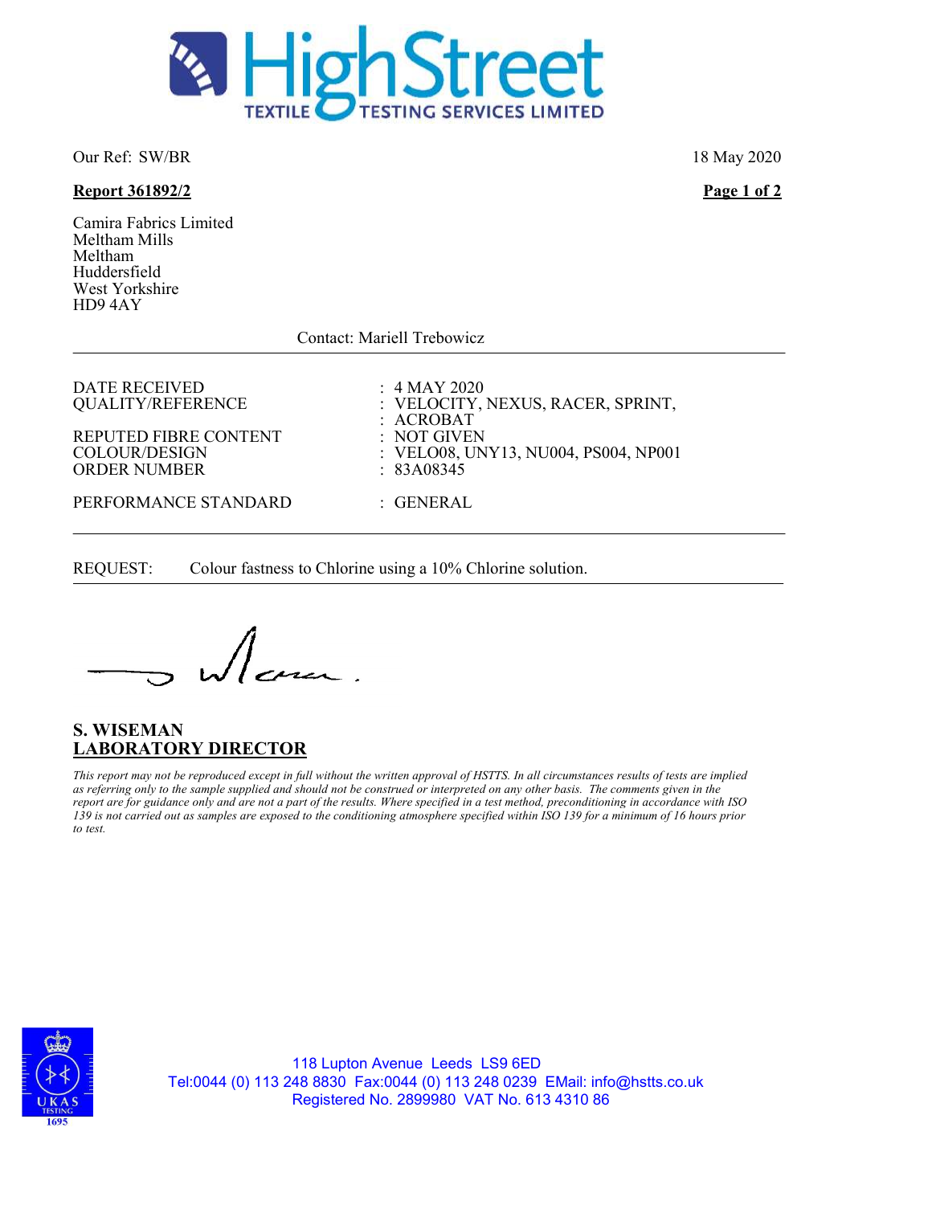HighStreet TEXTILE TESTING SERVICES LIMITED

Our Ref: SW/BR

18 May 2020

**Report 361892/2**

Camira Fabrics Limited
Meltham Mills
Meltham
Huddersfield
West Yorkshire
HD9 4AY

Contact: Mariell Trebowicz

---

| | |
|---|---|
| DATE RECEIVED | : 4 MAY 2020 |
| QUALITY/REFERENCE | : VELOCITY, NEXUS, RACER, SPRINT, |
| | : ACROBAT |
| REPUTED FIBRE CONTENT | : NOT GIVEN |
| COLOUR/DESIGN | : VELO08, UNY13, NU004, PS004, NP001 |
| ORDER NUMBER | : 83A08345 |
| PERFORMANCE STANDARD | : GENERAL |

---

REQUEST: Colour fastness to Chlorine using a 10% Chlorine solution.

---

**S. WISEMAN**
**LABORATORY DIRECTOR**

*This report may not be reproduced except in full without the written approval of HSTTS. In all circumstances results of tests are implied as referring only to the sample supplied and should not be construed or interpreted on any other basis. The comments given in the report are for guidance only and are not a part of the results. Where specified in a test method, preconditioning in accordance with ISO 139 is not carried out as samples are exposed to the conditioning atmosphere specified within ISO 139 for a minimum of 16 hours prior to test.*

UKAS TESTING 1695

118 Lupton Avenue Leeds LS9 6ED
Tel:0044 (0) 113 248 8830 Fax:0044 (0) 113 248 0239 EMail: info@hstts.co.uk
Registered No. 2899980 VAT No. 613 4310 86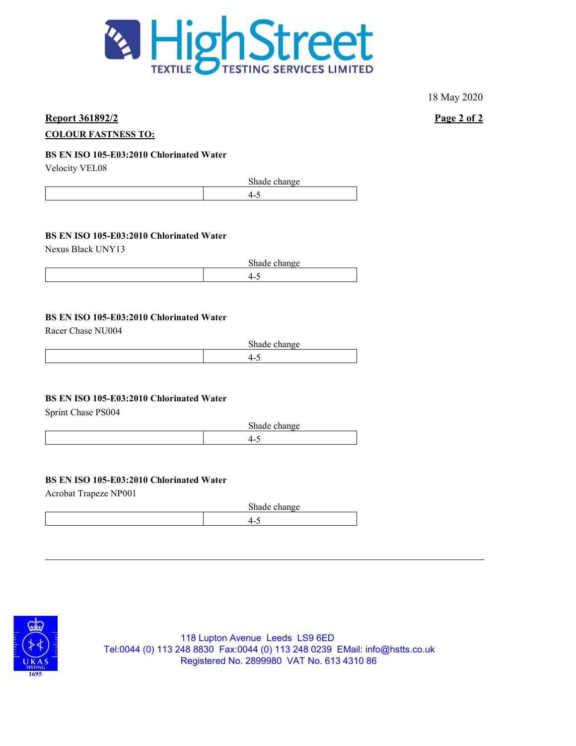18 May 2020

**Report 361892/2**

**COLOUR FASTNESS TO:**

**BS EN ISO 105-E03:2010 Chlorinated Water**

Velocity VEL08

| | Shade change |
|---|---|
| | 4-5 |

**BS EN ISO 105-E03:2010 Chlorinated Water**

Nexus Black UNY13

| | Shade change |
|---|---|
| | 4-5 |

**BS EN ISO 105-E03:2010 Chlorinated Water**

Racer Chase NU004

| | Shade change |
|---|---|
| | 4-5 |

**BS EN ISO 105-E03:2010 Chlorinated Water**

Sprint Chase PS004

| | Shade change |
|---|---|
| | 4-5 |

**BS EN ISO 105-E03:2010 Chlorinated Water**

Acrobat Trapeze NP001

| | Shade change |
|---|---|
| | 4-5 |

---

118 Lupton Avenue Leeds LS9 6ED
Tel:0044 (0) 113 248 8830 Fax:0044 (0) 113 248 0239 EMail: info@hstts.co.uk
Registered No. 2899980 VAT No. 613 4310 86